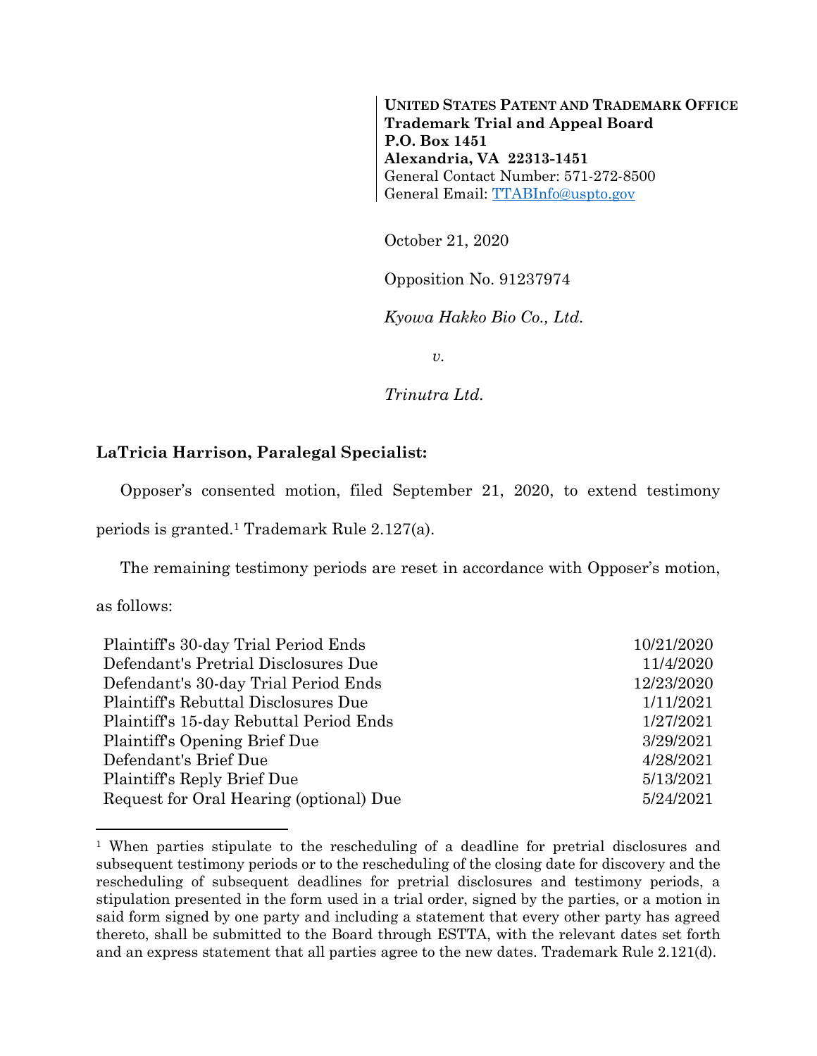**UNITED STATES PATENT AND TRADEMARK OFFICE**
**Trademark Trial and Appeal Board**
**P.O. Box 1451**
**Alexandria, VA 22313-1451**
General Contact Number: 571-272-8500
General Email: TTABInfo@uspto.gov

October 21, 2020

Opposition No. 91237974

*Kyowa Hakko Bio Co., Ltd.*

*v.*

*Trinutra Ltd.*

**LaTricia Harrison, Paralegal Specialist:**

Opposer's consented motion, filed September 21, 2020, to extend testimony periods is granted.[1] Trademark Rule 2.127(a).

The remaining testimony periods are reset in accordance with Opposer's motion, as follows:

| | |
|---|---|
| Plaintiff's 30-day Trial Period Ends | 10/21/2020 |
| Defendant's Pretrial Disclosures Due | 11/4/2020 |
| Defendant's 30-day Trial Period Ends | 12/23/2020 |
| Plaintiff's Rebuttal Disclosures Due | 1/11/2021 |
| Plaintiff's 15-day Rebuttal Period Ends | 1/27/2021 |
| Plaintiff's Opening Brief Due | 3/29/2021 |
| Defendant's Brief Due | 4/28/2021 |
| Plaintiff's Reply Brief Due | 5/13/2021 |
| Request for Oral Hearing (optional) Due | 5/24/2021 |

[1] When parties stipulate to the rescheduling of a deadline for pretrial disclosures and subsequent testimony periods or to the rescheduling of the closing date for discovery and the rescheduling of subsequent deadlines for pretrial disclosures and testimony periods, a stipulation presented in the form used in a trial order, signed by the parties, or a motion in said form signed by one party and including a statement that every other party has agreed thereto, shall be submitted to the Board through ESTTA, with the relevant dates set forth and an express statement that all parties agree to the new dates. Trademark Rule 2.121(d).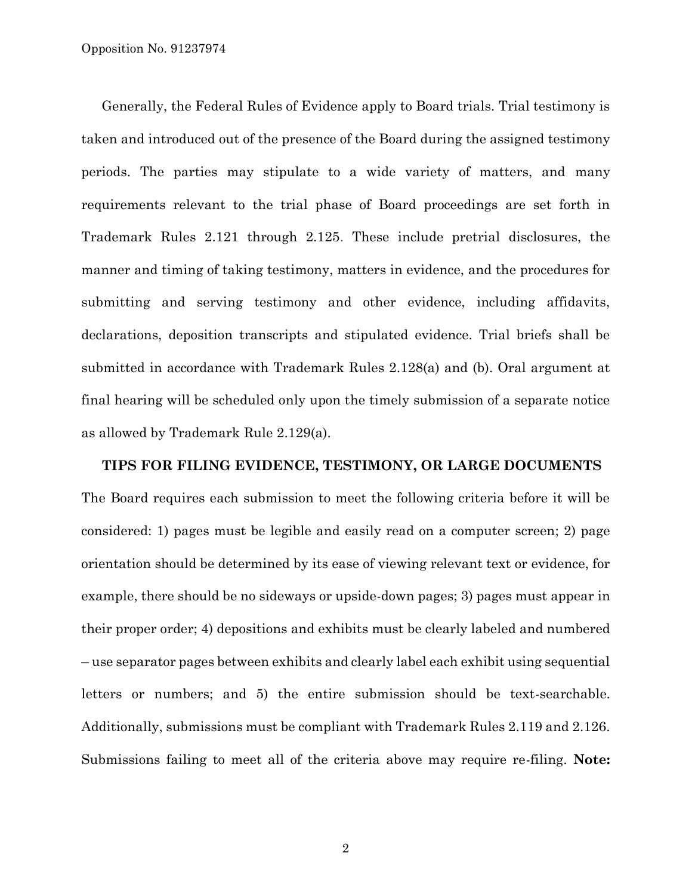Generally, the Federal Rules of Evidence apply to Board trials. Trial testimony is taken and introduced out of the presence of the Board during the assigned testimony periods. The parties may stipulate to a wide variety of matters, and many requirements relevant to the trial phase of Board proceedings are set forth in Trademark Rules 2.121 through 2.125. These include pretrial disclosures, the manner and timing of taking testimony, matters in evidence, and the procedures for submitting and serving testimony and other evidence, including affidavits, declarations, deposition transcripts and stipulated evidence. Trial briefs shall be submitted in accordance with Trademark Rules 2.128(a) and (b). Oral argument at final hearing will be scheduled only upon the timely submission of a separate notice as allowed by Trademark Rule 2.129(a).

**TIPS FOR FILING EVIDENCE, TESTIMONY, OR LARGE DOCUMENTS**

The Board requires each submission to meet the following criteria before it will be considered: 1) pages must be legible and easily read on a computer screen; 2) page orientation should be determined by its ease of viewing relevant text or evidence, for example, there should be no sideways or upside-down pages; 3) pages must appear in their proper order; 4) depositions and exhibits must be clearly labeled and numbered – use separator pages between exhibits and clearly label each exhibit using sequential letters or numbers; and 5) the entire submission should be text-searchable. Additionally, submissions must be compliant with Trademark Rules 2.119 and 2.126. Submissions failing to meet all of the criteria above may require re-filing. **Note:**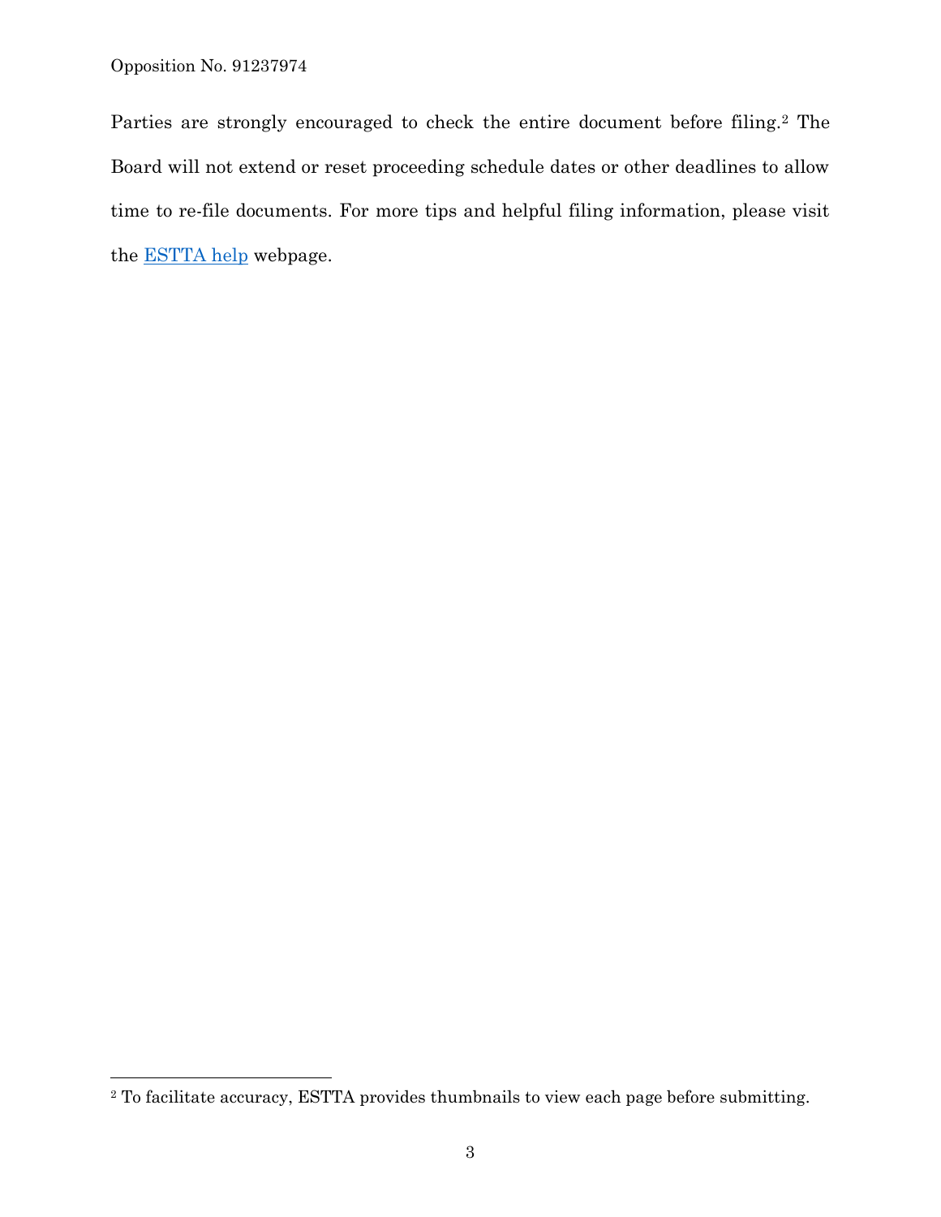Parties are strongly encouraged to check the entire document before filing.[2] The Board will not extend or reset proceeding schedule dates or other deadlines to allow time to re-file documents. For more tips and helpful filing information, please visit the ESTTA help webpage.

[2] To facilitate accuracy, ESTTA provides thumbnails to view each page before submitting.